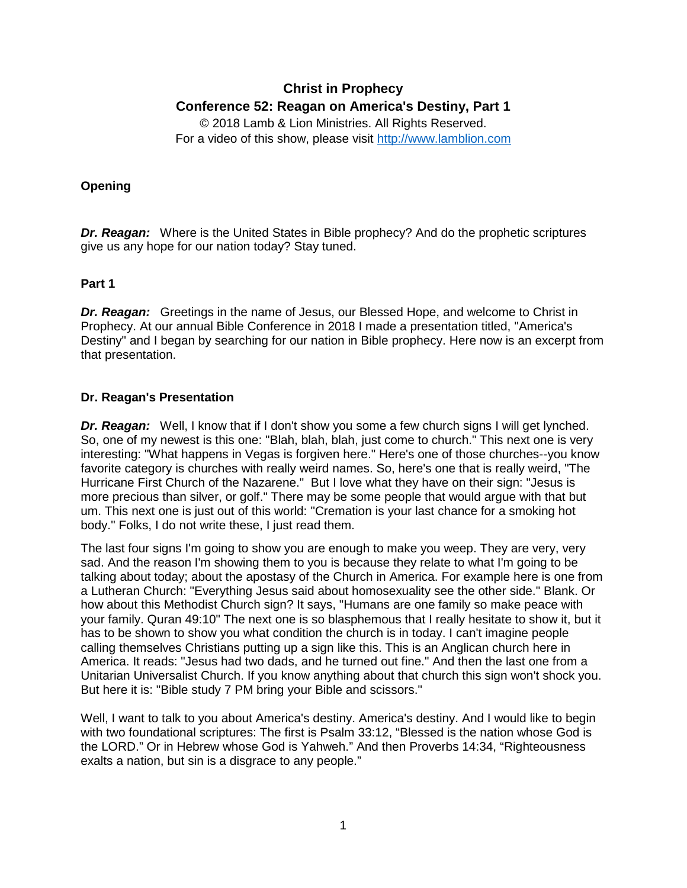# Christ in Prophecy

## Conference 52: Reagan on America's Destiny, Part 1

© 2018 Lamb & Lion Ministries. All Rights Reserved.
For a video of this show, please visit http://www.lamblion.com

### Opening

***Dr. Reagan:*** Where is the United States in Bible prophecy? And do the prophetic scriptures give us any hope for our nation today? Stay tuned.

### Part 1

***Dr. Reagan:*** Greetings in the name of Jesus, our Blessed Hope, and welcome to Christ in Prophecy. At our annual Bible Conference in 2018 I made a presentation titled, "America's Destiny" and I began by searching for our nation in Bible prophecy. Here now is an excerpt from that presentation.

### Dr. Reagan's Presentation

***Dr. Reagan:*** Well, I know that if I don't show you some a few church signs I will get lynched. So, one of my newest is this one: "Blah, blah, blah, just come to church." This next one is very interesting: "What happens in Vegas is forgiven here." Here's one of those churches--you know favorite category is churches with really weird names. So, here's one that is really weird, "The Hurricane First Church of the Nazarene." But I love what they have on their sign: "Jesus is more precious than silver, or golf." There may be some people that would argue with that but um. This next one is just out of this world: "Cremation is your last chance for a smoking hot body." Folks, I do not write these, I just read them.

The last four signs I'm going to show you are enough to make you weep. They are very, very sad. And the reason I'm showing them to you is because they relate to what I'm going to be talking about today; about the apostasy of the Church in America. For example here is one from a Lutheran Church: "Everything Jesus said about homosexuality see the other side." Blank. Or how about this Methodist Church sign? It says, "Humans are one family so make peace with your family. Quran 49:10" The next one is so blasphemous that I really hesitate to show it, but it has to be shown to show you what condition the church is in today. I can't imagine people calling themselves Christians putting up a sign like this. This is an Anglican church here in America. It reads: "Jesus had two dads, and he turned out fine." And then the last one from a Unitarian Universalist Church. If you know anything about that church this sign won't shock you. But here it is: "Bible study 7 PM bring your Bible and scissors."

Well, I want to talk to you about America's destiny. America's destiny. And I would like to begin with two foundational scriptures: The first is Psalm 33:12, "Blessed is the nation whose God is the LORD." Or in Hebrew whose God is Yahweh." And then Proverbs 14:34, "Righteousness exalts a nation, but sin is a disgrace to any people."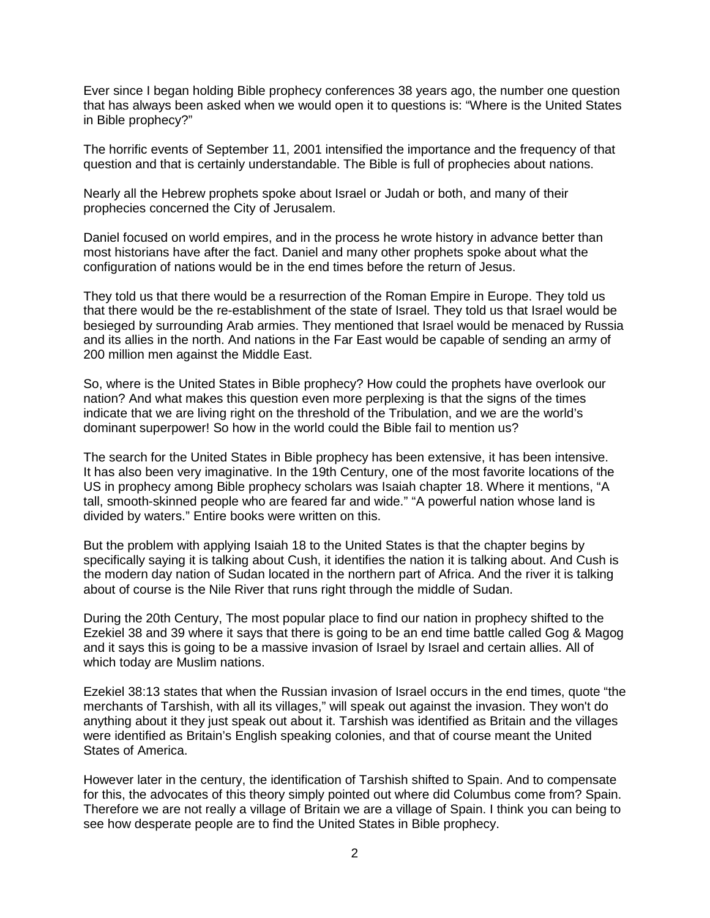Ever since I began holding Bible prophecy conferences 38 years ago, the number one question that has always been asked when we would open it to questions is: “Where is the United States in Bible prophecy?”

The horrific events of September 11, 2001 intensified the importance and the frequency of that question and that is certainly understandable. The Bible is full of prophecies about nations.

Nearly all the Hebrew prophets spoke about Israel or Judah or both, and many of their prophecies concerned the City of Jerusalem.

Daniel focused on world empires, and in the process he wrote history in advance better than most historians have after the fact. Daniel and many other prophets spoke about what the configuration of nations would be in the end times before the return of Jesus.

They told us that there would be a resurrection of the Roman Empire in Europe. They told us that there would be the re-establishment of the state of Israel. They told us that Israel would be besieged by surrounding Arab armies. They mentioned that Israel would be menaced by Russia and its allies in the north. And nations in the Far East would be capable of sending an army of 200 million men against the Middle East.

So, where is the United States in Bible prophecy? How could the prophets have overlook our nation? And what makes this question even more perplexing is that the signs of the times indicate that we are living right on the threshold of the Tribulation, and we are the world’s dominant superpower! So how in the world could the Bible fail to mention us?

The search for the United States in Bible prophecy has been extensive, it has been intensive. It has also been very imaginative. In the 19th Century, one of the most favorite locations of the US in prophecy among Bible prophecy scholars was Isaiah chapter 18. Where it mentions, “A tall, smooth-skinned people who are feared far and wide.” “A powerful nation whose land is divided by waters.” Entire books were written on this.

But the problem with applying Isaiah 18 to the United States is that the chapter begins by specifically saying it is talking about Cush, it identifies the nation it is talking about. And Cush is the modern day nation of Sudan located in the northern part of Africa. And the river it is talking about of course is the Nile River that runs right through the middle of Sudan.

During the 20th Century, The most popular place to find our nation in prophecy shifted to the Ezekiel 38 and 39 where it says that there is going to be an end time battle called Gog & Magog and it says this is going to be a massive invasion of Israel by Israel and certain allies. All of which today are Muslim nations.

Ezekiel 38:13 states that when the Russian invasion of Israel occurs in the end times, quote “the merchants of Tarshish, with all its villages,” will speak out against the invasion. They won't do anything about it they just speak out about it. Tarshish was identified as Britain and the villages were identified as Britain’s English speaking colonies, and that of course meant the United States of America.

However later in the century, the identification of Tarshish shifted to Spain. And to compensate for this, the advocates of this theory simply pointed out where did Columbus come from? Spain. Therefore we are not really a village of Britain we are a village of Spain. I think you can being to see how desperate people are to find the United States in Bible prophecy.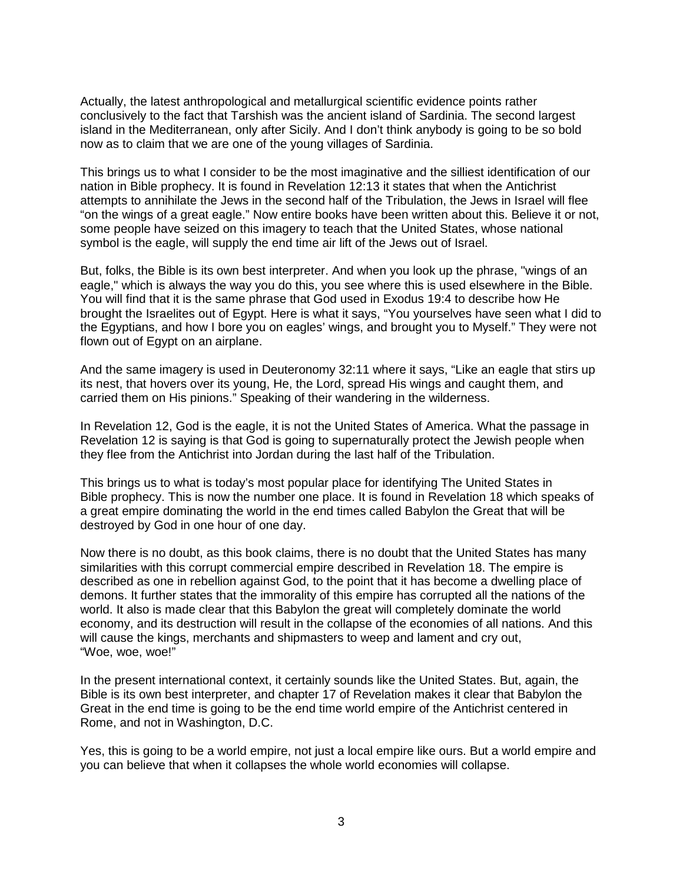Actually, the latest anthropological and metallurgical scientific evidence points rather conclusively to the fact that Tarshish was the ancient island of Sardinia. The second largest island in the Mediterranean, only after Sicily. And I don't think anybody is going to be so bold now as to claim that we are one of the young villages of Sardinia.

This brings us to what I consider to be the most imaginative and the silliest identification of our nation in Bible prophecy. It is found in Revelation 12:13 it states that when the Antichrist attempts to annihilate the Jews in the second half of the Tribulation, the Jews in Israel will flee "on the wings of a great eagle." Now entire books have been written about this. Believe it or not, some people have seized on this imagery to teach that the United States, whose national symbol is the eagle, will supply the end time air lift of the Jews out of Israel.

But, folks, the Bible is its own best interpreter. And when you look up the phrase, "wings of an eagle," which is always the way you do this, you see where this is used elsewhere in the Bible. You will find that it is the same phrase that God used in Exodus 19:4 to describe how He brought the Israelites out of Egypt. Here is what it says, "You yourselves have seen what I did to the Egyptians, and how I bore you on eagles' wings, and brought you to Myself." They were not flown out of Egypt on an airplane.

And the same imagery is used in Deuteronomy 32:11 where it says, "Like an eagle that stirs up its nest, that hovers over its young, He, the Lord, spread His wings and caught them, and carried them on His pinions." Speaking of their wandering in the wilderness.

In Revelation 12, God is the eagle, it is not the United States of America. What the passage in Revelation 12 is saying is that God is going to supernaturally protect the Jewish people when they flee from the Antichrist into Jordan during the last half of the Tribulation.

This brings us to what is today's most popular place for identifying The United States in Bible prophecy. This is now the number one place. It is found in Revelation 18 which speaks of a great empire dominating the world in the end times called Babylon the Great that will be destroyed by God in one hour of one day.

Now there is no doubt, as this book claims, there is no doubt that the United States has many similarities with this corrupt commercial empire described in Revelation 18. The empire is described as one in rebellion against God, to the point that it has become a dwelling place of demons. It further states that the immorality of this empire has corrupted all the nations of the world. It also is made clear that this Babylon the great will completely dominate the world economy, and its destruction will result in the collapse of the economies of all nations. And this will cause the kings, merchants and shipmasters to weep and lament and cry out, "Woe, woe, woe!"

In the present international context, it certainly sounds like the United States. But, again, the Bible is its own best interpreter, and chapter 17 of Revelation makes it clear that Babylon the Great in the end time is going to be the end time world empire of the Antichrist centered in Rome, and not in Washington, D.C.

Yes, this is going to be a world empire, not just a local empire like ours. But a world empire and you can believe that when it collapses the whole world economies will collapse.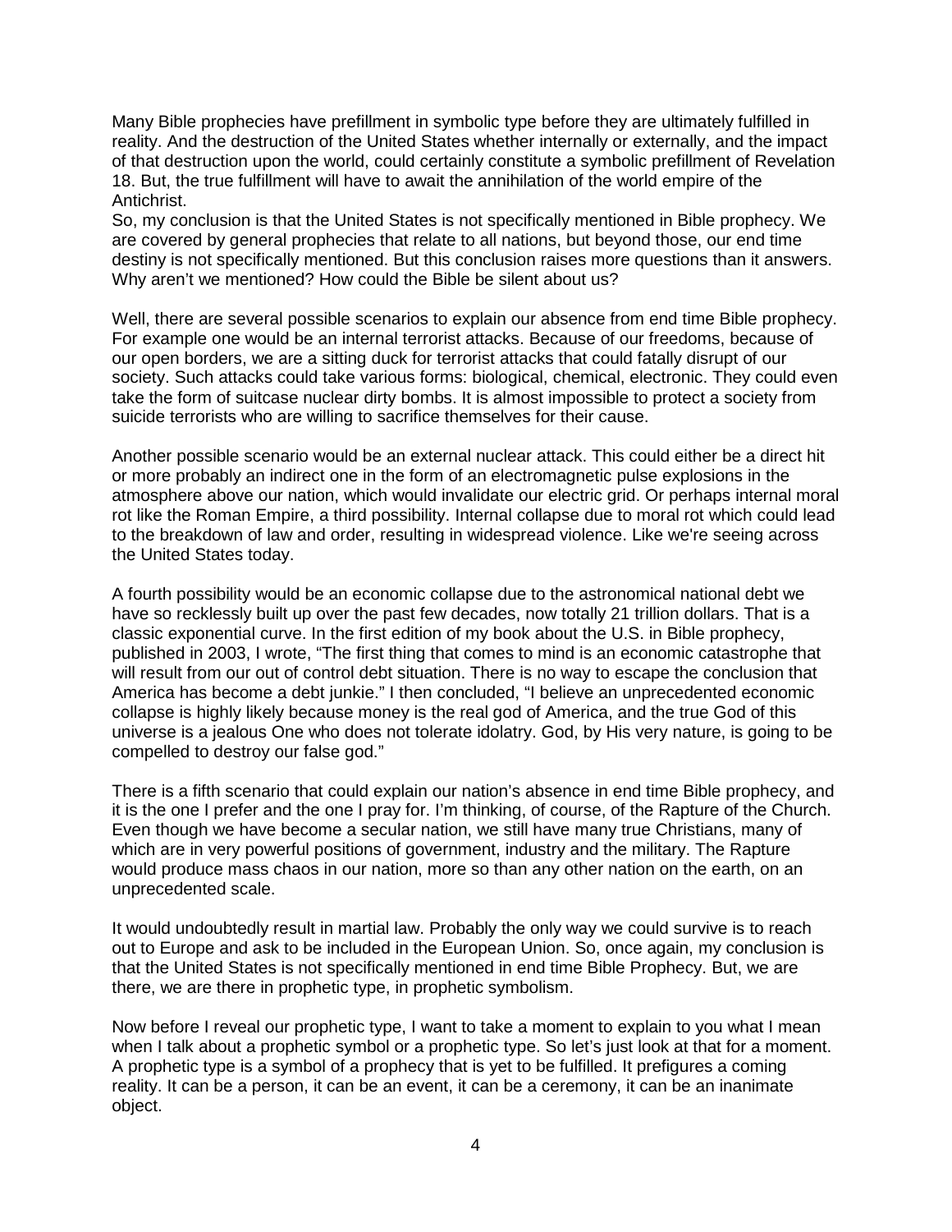Many Bible prophecies have prefillment in symbolic type before they are ultimately fulfilled in reality. And the destruction of the United States whether internally or externally, and the impact of that destruction upon the world, could certainly constitute a symbolic prefillment of Revelation 18. But, the true fulfillment will have to await the annihilation of the world empire of the Antichrist.
So, my conclusion is that the United States is not specifically mentioned in Bible prophecy. We are covered by general prophecies that relate to all nations, but beyond those, our end time destiny is not specifically mentioned. But this conclusion raises more questions than it answers. Why aren't we mentioned? How could the Bible be silent about us?

Well, there are several possible scenarios to explain our absence from end time Bible prophecy. For example one would be an internal terrorist attacks. Because of our freedoms, because of our open borders, we are a sitting duck for terrorist attacks that could fatally disrupt of our society. Such attacks could take various forms: biological, chemical, electronic. They could even take the form of suitcase nuclear dirty bombs. It is almost impossible to protect a society from suicide terrorists who are willing to sacrifice themselves for their cause.

Another possible scenario would be an external nuclear attack. This could either be a direct hit or more probably an indirect one in the form of an electromagnetic pulse explosions in the atmosphere above our nation, which would invalidate our electric grid. Or perhaps internal moral rot like the Roman Empire, a third possibility. Internal collapse due to moral rot which could lead to the breakdown of law and order, resulting in widespread violence. Like we're seeing across the United States today.

A fourth possibility would be an economic collapse due to the astronomical national debt we have so recklessly built up over the past few decades, now totally 21 trillion dollars. That is a classic exponential curve. In the first edition of my book about the U.S. in Bible prophecy, published in 2003, I wrote, "The first thing that comes to mind is an economic catastrophe that will result from our out of control debt situation. There is no way to escape the conclusion that America has become a debt junkie." I then concluded, "I believe an unprecedented economic collapse is highly likely because money is the real god of America, and the true God of this universe is a jealous One who does not tolerate idolatry. God, by His very nature, is going to be compelled to destroy our false god."

There is a fifth scenario that could explain our nation's absence in end time Bible prophecy, and it is the one I prefer and the one I pray for. I'm thinking, of course, of the Rapture of the Church. Even though we have become a secular nation, we still have many true Christians, many of which are in very powerful positions of government, industry and the military. The Rapture would produce mass chaos in our nation, more so than any other nation on the earth, on an unprecedented scale.

It would undoubtedly result in martial law. Probably the only way we could survive is to reach out to Europe and ask to be included in the European Union. So, once again, my conclusion is that the United States is not specifically mentioned in end time Bible Prophecy. But, we are there, we are there in prophetic type, in prophetic symbolism.

Now before I reveal our prophetic type, I want to take a moment to explain to you what I mean when I talk about a prophetic symbol or a prophetic type. So let's just look at that for a moment. A prophetic type is a symbol of a prophecy that is yet to be fulfilled. It prefigures a coming reality. It can be a person, it can be an event, it can be a ceremony, it can be an inanimate object.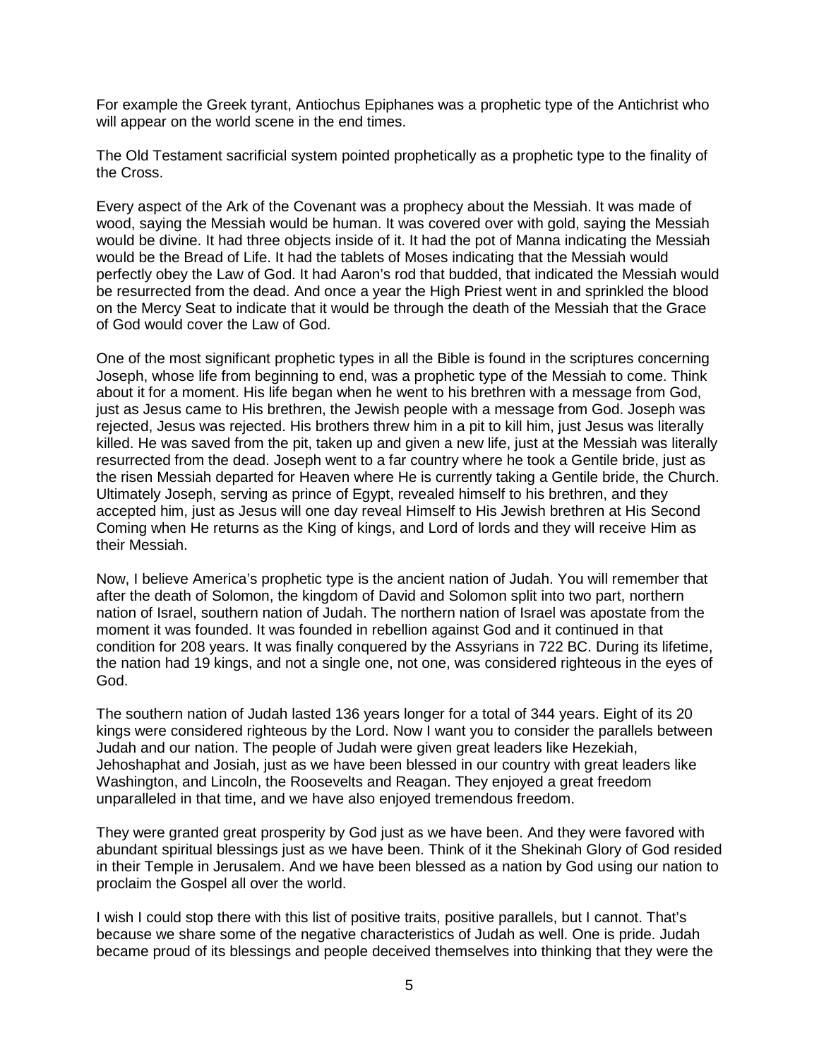For example the Greek tyrant, Antiochus Epiphanes was a prophetic type of the Antichrist who will appear on the world scene in the end times.

The Old Testament sacrificial system pointed prophetically as a prophetic type to the finality of the Cross.

Every aspect of the Ark of the Covenant was a prophecy about the Messiah. It was made of wood, saying the Messiah would be human. It was covered over with gold, saying the Messiah would be divine. It had three objects inside of it. It had the pot of Manna indicating the Messiah would be the Bread of Life. It had the tablets of Moses indicating that the Messiah would perfectly obey the Law of God. It had Aaron's rod that budded, that indicated the Messiah would be resurrected from the dead. And once a year the High Priest went in and sprinkled the blood on the Mercy Seat to indicate that it would be through the death of the Messiah that the Grace of God would cover the Law of God.

One of the most significant prophetic types in all the Bible is found in the scriptures concerning Joseph, whose life from beginning to end, was a prophetic type of the Messiah to come. Think about it for a moment. His life began when he went to his brethren with a message from God, just as Jesus came to His brethren, the Jewish people with a message from God. Joseph was rejected, Jesus was rejected. His brothers threw him in a pit to kill him, just Jesus was literally killed. He was saved from the pit, taken up and given a new life, just at the Messiah was literally resurrected from the dead. Joseph went to a far country where he took a Gentile bride, just as the risen Messiah departed for Heaven where He is currently taking a Gentile bride, the Church. Ultimately Joseph, serving as prince of Egypt, revealed himself to his brethren, and they accepted him, just as Jesus will one day reveal Himself to His Jewish brethren at His Second Coming when He returns as the King of kings, and Lord of lords and they will receive Him as their Messiah.

Now, I believe America's prophetic type is the ancient nation of Judah. You will remember that after the death of Solomon, the kingdom of David and Solomon split into two part, northern nation of Israel, southern nation of Judah. The northern nation of Israel was apostate from the moment it was founded. It was founded in rebellion against God and it continued in that condition for 208 years. It was finally conquered by the Assyrians in 722 BC. During its lifetime, the nation had 19 kings, and not a single one, not one, was considered righteous in the eyes of God.

The southern nation of Judah lasted 136 years longer for a total of 344 years. Eight of its 20 kings were considered righteous by the Lord. Now I want you to consider the parallels between Judah and our nation. The people of Judah were given great leaders like Hezekiah, Jehoshaphat and Josiah, just as we have been blessed in our country with great leaders like Washington, and Lincoln, the Roosevelts and Reagan. They enjoyed a great freedom unparalleled in that time, and we have also enjoyed tremendous freedom.

They were granted great prosperity by God just as we have been. And they were favored with abundant spiritual blessings just as we have been. Think of it the Shekinah Glory of God resided in their Temple in Jerusalem. And we have been blessed as a nation by God using our nation to proclaim the Gospel all over the world.

I wish I could stop there with this list of positive traits, positive parallels, but I cannot. That's because we share some of the negative characteristics of Judah as well. One is pride. Judah became proud of its blessings and people deceived themselves into thinking that they were the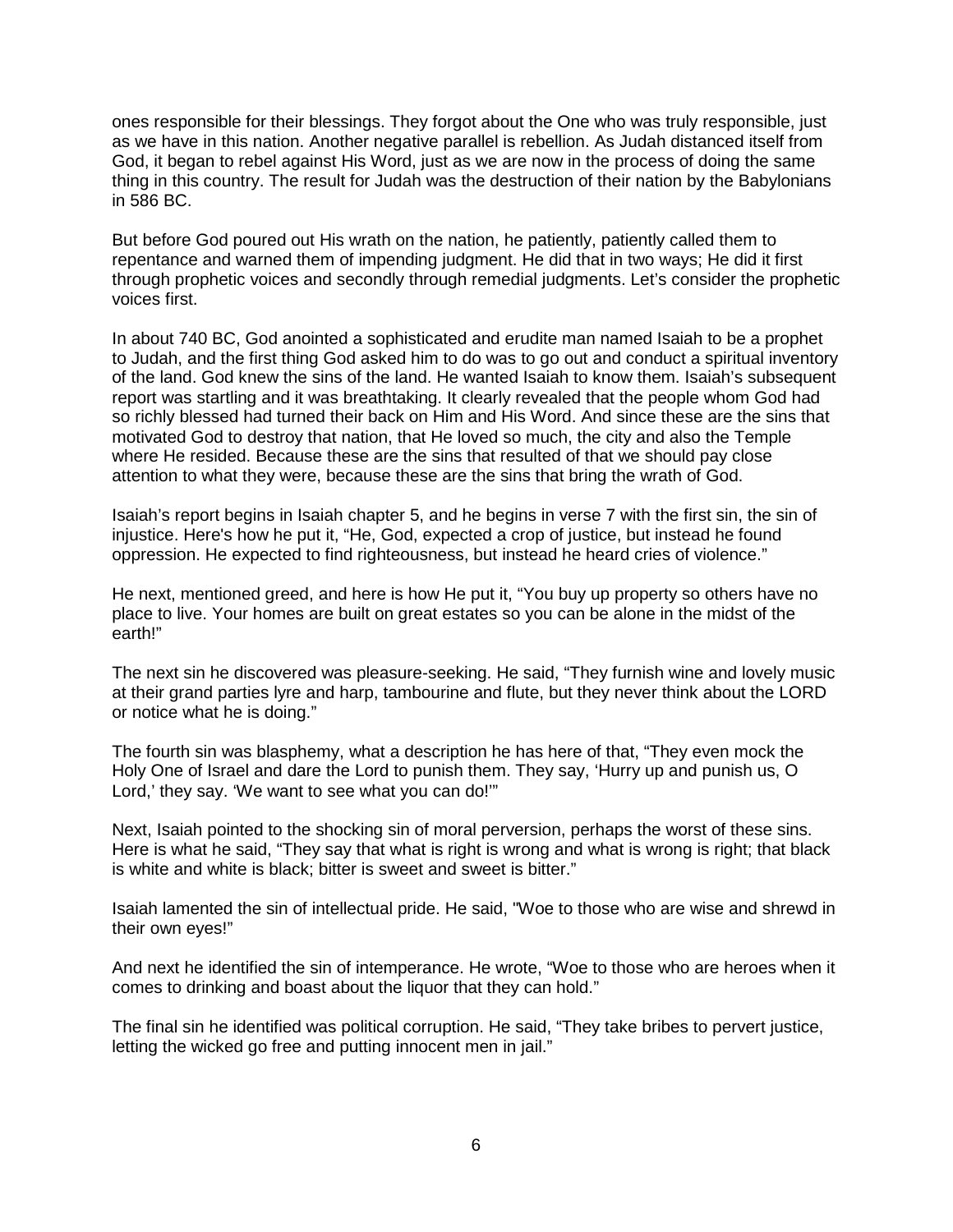ones responsible for their blessings. They forgot about the One who was truly responsible, just as we have in this nation. Another negative parallel is rebellion. As Judah distanced itself from God, it began to rebel against His Word, just as we are now in the process of doing the same thing in this country. The result for Judah was the destruction of their nation by the Babylonians in 586 BC.

But before God poured out His wrath on the nation, he patiently, patiently called them to repentance and warned them of impending judgment. He did that in two ways; He did it first through prophetic voices and secondly through remedial judgments. Let's consider the prophetic voices first.

In about 740 BC, God anointed a sophisticated and erudite man named Isaiah to be a prophet to Judah, and the first thing God asked him to do was to go out and conduct a spiritual inventory of the land. God knew the sins of the land. He wanted Isaiah to know them. Isaiah's subsequent report was startling and it was breathtaking. It clearly revealed that the people whom God had so richly blessed had turned their back on Him and His Word. And since these are the sins that motivated God to destroy that nation, that He loved so much, the city and also the Temple where He resided. Because these are the sins that resulted of that we should pay close attention to what they were, because these are the sins that bring the wrath of God.

Isaiah's report begins in Isaiah chapter 5, and he begins in verse 7 with the first sin, the sin of injustice. Here's how he put it, "He, God, expected a crop of justice, but instead he found oppression. He expected to find righteousness, but instead he heard cries of violence."

He next, mentioned greed, and here is how He put it, "You buy up property so others have no place to live. Your homes are built on great estates so you can be alone in the midst of the earth!"

The next sin he discovered was pleasure-seeking. He said, "They furnish wine and lovely music at their grand parties lyre and harp, tambourine and flute, but they never think about the LORD or notice what he is doing."

The fourth sin was blasphemy, what a description he has here of that, "They even mock the Holy One of Israel and dare the Lord to punish them. They say, 'Hurry up and punish us, O Lord,' they say. 'We want to see what you can do!'"

Next, Isaiah pointed to the shocking sin of moral perversion, perhaps the worst of these sins. Here is what he said, "They say that what is right is wrong and what is wrong is right; that black is white and white is black; bitter is sweet and sweet is bitter."

Isaiah lamented the sin of intellectual pride. He said, "Woe to those who are wise and shrewd in their own eyes!"

And next he identified the sin of intemperance. He wrote, "Woe to those who are heroes when it comes to drinking and boast about the liquor that they can hold."

The final sin he identified was political corruption. He said, "They take bribes to pervert justice, letting the wicked go free and putting innocent men in jail."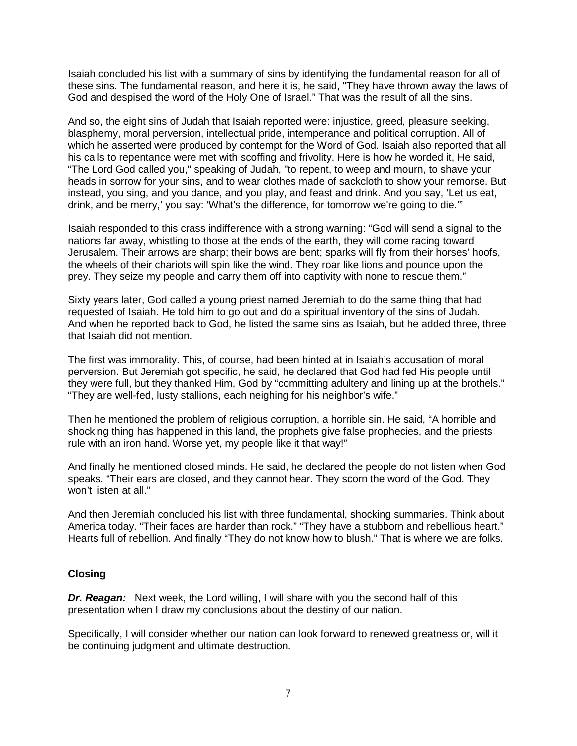Isaiah concluded his list with a summary of sins by identifying the fundamental reason for all of these sins. The fundamental reason, and here it is, he said, "They have thrown away the laws of God and despised the word of the Holy One of Israel." That was the result of all the sins.

And so, the eight sins of Judah that Isaiah reported were: injustice, greed, pleasure seeking, blasphemy, moral perversion, intellectual pride, intemperance and political corruption. All of which he asserted were produced by contempt for the Word of God. Isaiah also reported that all his calls to repentance were met with scoffing and frivolity. Here is how he worded it, He said, "The Lord God called you," speaking of Judah, "to repent, to weep and mourn, to shave your heads in sorrow for your sins, and to wear clothes made of sackcloth to show your remorse. But instead, you sing, and you dance, and you play, and feast and drink. And you say, 'Let us eat, drink, and be merry,' you say: 'What's the difference, for tomorrow we're going to die.'"

Isaiah responded to this crass indifference with a strong warning: "God will send a signal to the nations far away, whistling to those at the ends of the earth, they will come racing toward Jerusalem. Their arrows are sharp; their bows are bent; sparks will fly from their horses' hoofs, the wheels of their chariots will spin like the wind. They roar like lions and pounce upon the prey. They seize my people and carry them off into captivity with none to rescue them."

Sixty years later, God called a young priest named Jeremiah to do the same thing that had requested of Isaiah. He told him to go out and do a spiritual inventory of the sins of Judah. And when he reported back to God, he listed the same sins as Isaiah, but he added three, three that Isaiah did not mention.

The first was immorality. This, of course, had been hinted at in Isaiah's accusation of moral perversion. But Jeremiah got specific, he said, he declared that God had fed His people until they were full, but they thanked Him, God by "committing adultery and lining up at the brothels." "They are well-fed, lusty stallions, each neighing for his neighbor's wife."

Then he mentioned the problem of religious corruption, a horrible sin. He said, "A horrible and shocking thing has happened in this land, the prophets give false prophecies, and the priests rule with an iron hand. Worse yet, my people like it that way!"

And finally he mentioned closed minds. He said, he declared the people do not listen when God speaks. "Their ears are closed, and they cannot hear. They scorn the word of the God. They won't listen at all."

And then Jeremiah concluded his list with three fundamental, shocking summaries. Think about America today. "Their faces are harder than rock." "They have a stubborn and rebellious heart." Hearts full of rebellion. And finally "They do not know how to blush." That is where we are folks.

### Closing

***Dr. Reagan:*** Next week, the Lord willing, I will share with you the second half of this presentation when I draw my conclusions about the destiny of our nation.

Specifically, I will consider whether our nation can look forward to renewed greatness or, will it be continuing judgment and ultimate destruction.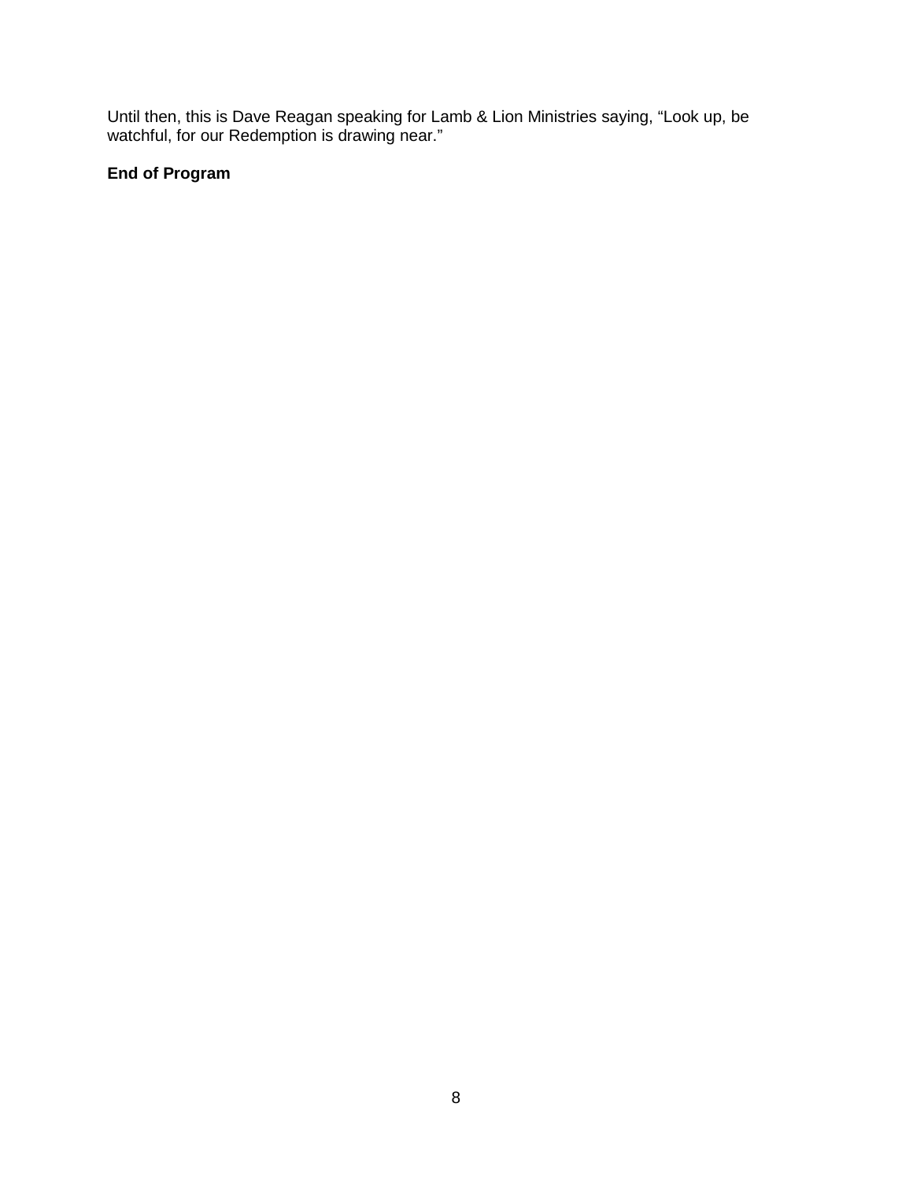Until then, this is Dave Reagan speaking for Lamb & Lion Ministries saying, “Look up, be watchful, for our Redemption is drawing near.”

**End of Program**